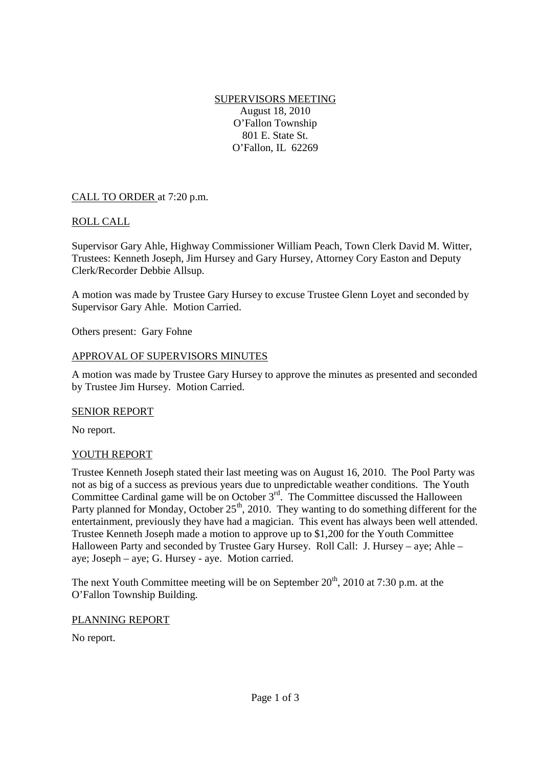# SUPERVISORS MEETING

August 18, 2010
O'Fallon Township
801 E. State St.
O'Fallon, IL 62269

## CALL TO ORDER at 7:20 p.m.

## ROLL CALL

Supervisor Gary Ahle, Highway Commissioner William Peach, Town Clerk David M. Witter, Trustees: Kenneth Joseph, Jim Hursey and Gary Hursey, Attorney Cory Easton and Deputy Clerk/Recorder Debbie Allsup.

A motion was made by Trustee Gary Hursey to excuse Trustee Glenn Loyet and seconded by Supervisor Gary Ahle. Motion Carried.

Others present: Gary Fohne

## APPROVAL OF SUPERVISORS MINUTES

A motion was made by Trustee Gary Hursey to approve the minutes as presented and seconded by Trustee Jim Hursey. Motion Carried.

## SENIOR REPORT

No report.

## YOUTH REPORT

Trustee Kenneth Joseph stated their last meeting was on August 16, 2010. The Pool Party was not as big of a success as previous years due to unpredictable weather conditions. The Youth Committee Cardinal game will be on October 3rd. The Committee discussed the Halloween Party planned for Monday, October 25th, 2010. They wanting to do something different for the entertainment, previously they have had a magician. This event has always been well attended. Trustee Kenneth Joseph made a motion to approve up to $1,200 for the Youth Committee Halloween Party and seconded by Trustee Gary Hursey. Roll Call: J. Hursey – aye; Ahle – aye; Joseph – aye; G. Hursey - aye. Motion carried.

The next Youth Committee meeting will be on September 20th, 2010 at 7:30 p.m. at the O'Fallon Township Building.

## PLANNING REPORT

No report.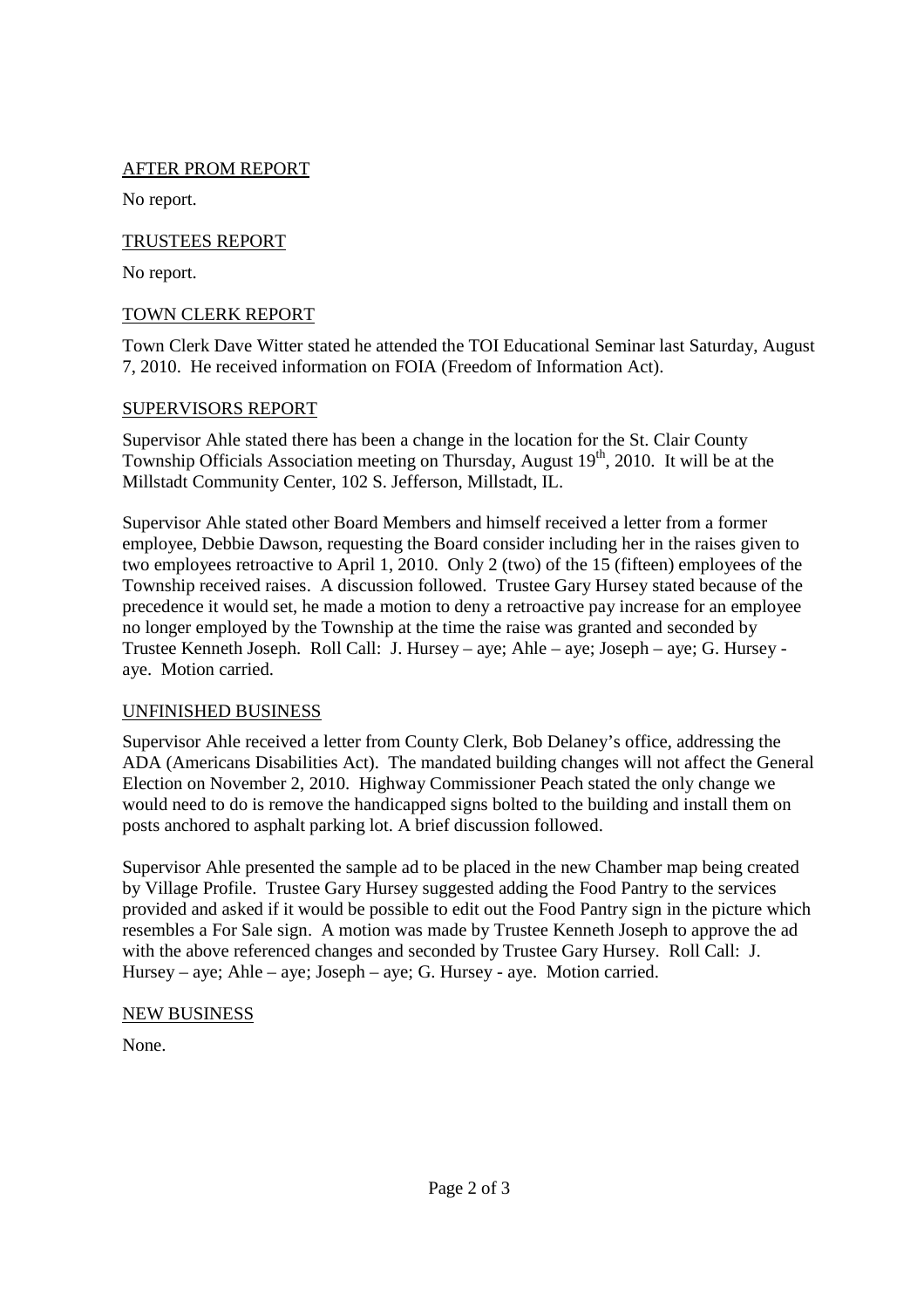## AFTER PROM REPORT

No report.

## TRUSTEES REPORT

No report.

## TOWN CLERK REPORT

Town Clerk Dave Witter stated he attended the TOI Educational Seminar last Saturday, August 7, 2010. He received information on FOIA (Freedom of Information Act).

## SUPERVISORS REPORT

Supervisor Ahle stated there has been a change in the location for the St. Clair County Township Officials Association meeting on Thursday, August 19th, 2010. It will be at the Millstadt Community Center, 102 S. Jefferson, Millstadt, IL.

Supervisor Ahle stated other Board Members and himself received a letter from a former employee, Debbie Dawson, requesting the Board consider including her in the raises given to two employees retroactive to April 1, 2010. Only 2 (two) of the 15 (fifteen) employees of the Township received raises. A discussion followed. Trustee Gary Hursey stated because of the precedence it would set, he made a motion to deny a retroactive pay increase for an employee no longer employed by the Township at the time the raise was granted and seconded by Trustee Kenneth Joseph. Roll Call: J. Hursey – aye; Ahle – aye; Joseph – aye; G. Hursey - aye. Motion carried.

## UNFINISHED BUSINESS

Supervisor Ahle received a letter from County Clerk, Bob Delaney's office, addressing the ADA (Americans Disabilities Act). The mandated building changes will not affect the General Election on November 2, 2010. Highway Commissioner Peach stated the only change we would need to do is remove the handicapped signs bolted to the building and install them on posts anchored to asphalt parking lot. A brief discussion followed.

Supervisor Ahle presented the sample ad to be placed in the new Chamber map being created by Village Profile. Trustee Gary Hursey suggested adding the Food Pantry to the services provided and asked if it would be possible to edit out the Food Pantry sign in the picture which resembles a For Sale sign. A motion was made by Trustee Kenneth Joseph to approve the ad with the above referenced changes and seconded by Trustee Gary Hursey. Roll Call: J. Hursey – aye; Ahle – aye; Joseph – aye; G. Hursey - aye. Motion carried.

## NEW BUSINESS

None.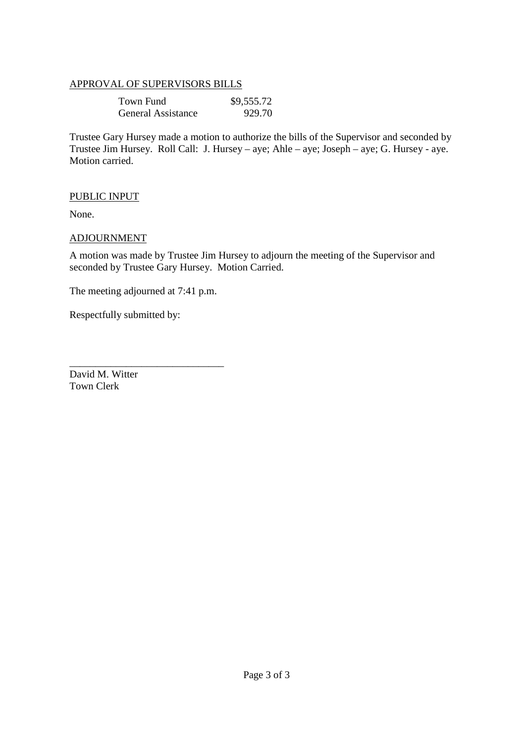APPROVAL OF SUPERVISORS BILLS

| | |
|---|---|
| Town Fund | \$9,555.72 |
| General Assistance | 929.70 |

Trustee Gary Hursey made a motion to authorize the bills of the Supervisor and seconded by Trustee Jim Hursey. Roll Call: J. Hursey – aye; Ahle – aye; Joseph – aye; G. Hursey - aye. Motion carried.

PUBLIC INPUT

None.

ADJOURNMENT

A motion was made by Trustee Jim Hursey to adjourn the meeting of the Supervisor and seconded by Trustee Gary Hursey. Motion Carried.

The meeting adjourned at 7:41 p.m.

Respectfully submitted by:

______________________________
David M. Witter
Town Clerk